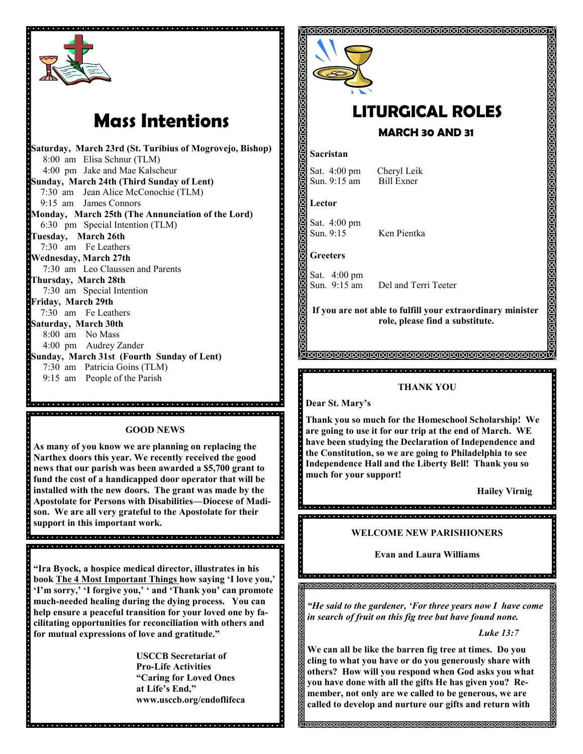# Mass Intentions

**Saturday, March 23rd (St. Turibius of Mogrovejo, Bishop)**
8:00 am Elisa Schnur (TLM)
4:00 pm Jake and Mae Kalscheur

**Sunday, March 24th (Third Sunday of Lent)**
7:30 am Jean Alice McConochie (TLM)
9:15 am James Connors

**Monday, March 25th (The Annunciation of the Lord)**
6:30 pm Special Intention (TLM)

**Tuesday, March 26th**
7:30 am Fe Leathers

**Wednesday, March 27th**
7:30 am Leo Claussen and Parents

**Thursday, March 28th**
7:30 am Special Intention

**Friday, March 29th**
7:30 am Fe Leathers

**Saturday, March 30th**
8:00 am No Mass
4:00 pm Audrey Zander

**Sunday, March 31st (Fourth Sunday of Lent)**
7:30 am Patricia Goins (TLM)
9:15 am People of the Parish

## GOOD NEWS

**As many of you know we are planning on replacing the Narthex doors this year. We recently received the good news that our parish was been awarded a $5,700 grant to fund the cost of a handicapped door operator that will be installed with the new doors. The grant was made by the Apostolate for Persons with Disabilities—Diocese of Madison. We are all very grateful to the Apostolate for their support in this important work.**

**"Ira Byock, a hospice medical director, illustrates in his book The 4 Most Important Things how saying 'I love you,' 'I'm sorry,' 'I forgive you,' ' and 'Thank you' can promote much-needed healing during the dying process. You can help ensure a peaceful transition for your loved one by facilitating opportunities for reconciliation with others and for mutual expressions of love and gratitude."**

**USCCB Secretariat of Pro-Life Activities**
**"Caring for Loved Ones at Life's End,"**
**www.usccb.org/endoflifeca**

# LITURGICAL ROLES

## MARCH 30 AND 31

**Sacristan**

Sat. 4:00 pm Cheryl Leik
Sun. 9:15 am Bill Exner

**Lector**

Sat. 4:00 pm
Sun. 9:15 Ken Pientka

**Greeters**

Sat. 4:00 pm
Sun. 9:15 am Del and Terri Teeter

**If you are not able to fulfill your extraordinary minister role, please find a substitute.**

## THANK YOU

**Dear St. Mary's**

**Thank you so much for the Homeschool Scholarship! We are going to use it for our trip at the end of March. WE have been studying the Declaration of Independence and the Constitution, so we are going to Philadelphia to see Independence Hall and the Liberty Bell! Thank you so much for your support!**

**Hailey Virnig**

## WELCOME NEW PARISHIONERS

**Evan and Laura Williams**

*"He said to the gardener, 'For three years now I have come in search of fruit on this fig tree but have found none.*

*Luke 13:7*

**We can all be like the barren fig tree at times. Do you cling to what you have or do you generously share with others? How will you respond when God asks you what you have done with all the gifts He has given you? Remember, not only are we called to be generous, we are called to develop and nurture our gifts and return with**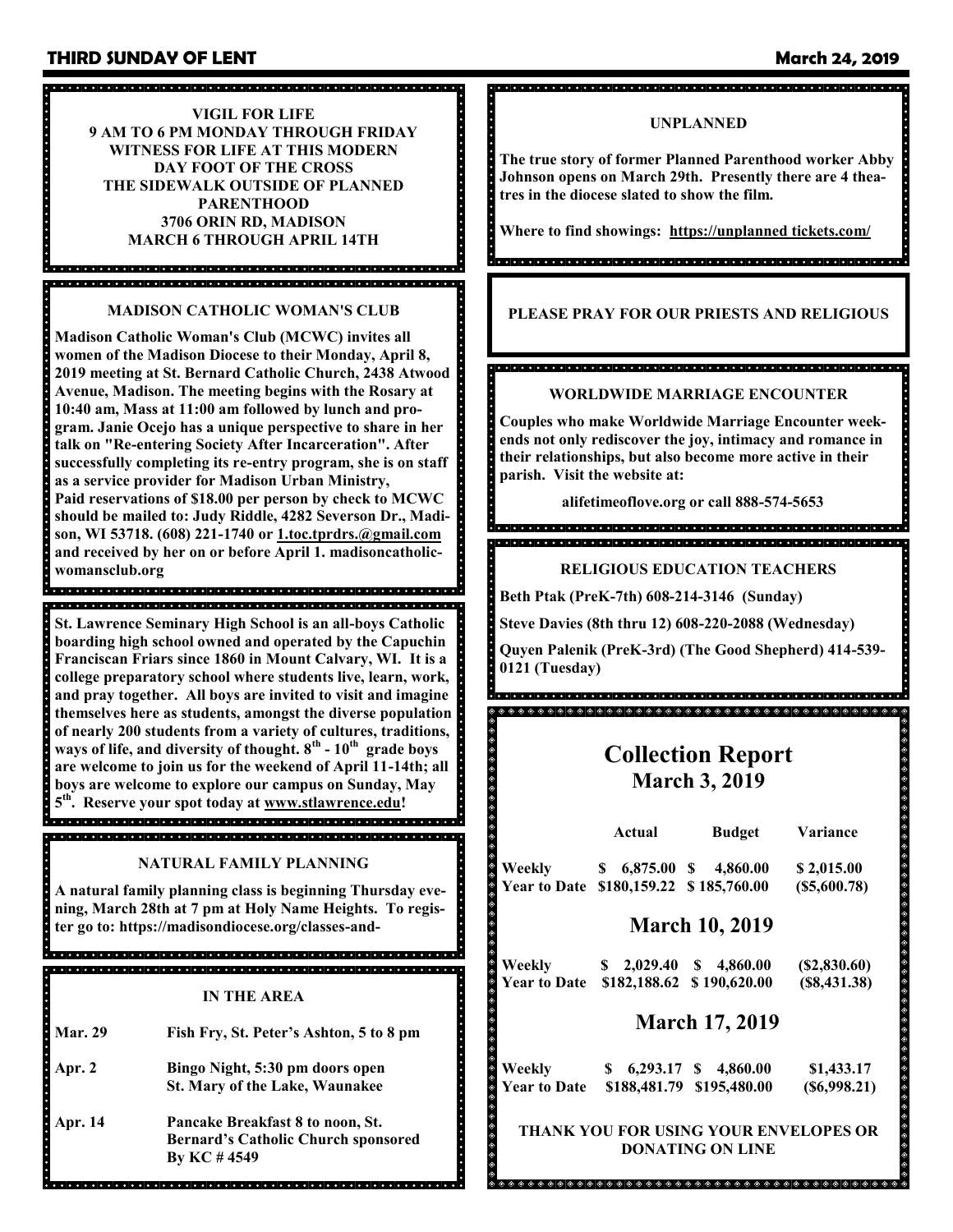## VIGIL FOR LIFE

**9 AM TO 6 PM MONDAY THROUGH FRIDAY**
**WITNESS FOR LIFE AT THIS MODERN DAY FOOT OF THE CROSS**
**THE SIDEWALK OUTSIDE OF PLANNED PARENTHOOD**
**3706 ORIN RD, MADISON**
**MARCH 6 THROUGH APRIL 14TH**

## MADISON CATHOLIC WOMAN'S CLUB

Madison Catholic Woman's Club (MCWC) invites all women of the Madison Diocese to their Monday, April 8, 2019 meeting at St. Bernard Catholic Church, 2438 Atwood Avenue, Madison. The meeting begins with the Rosary at 10:40 am, Mass at 11:00 am followed by lunch and program. Janie Ocejo has a unique perspective to share in her talk on "Re-entering Society After Incarceration". After successfully completing its re-entry program, she is on staff as a service provider for Madison Urban Ministry, Paid reservations of $18.00 per person by check to MCWC should be mailed to: Judy Riddle, 4282 Severson Dr., Madison, WI 53718. (608) 221-1740 or 1.toc.tprdrs.@gmail.com and received by her on or before April 1. madisoncatholicwomansclub.org

St. Lawrence Seminary High School is an all-boys Catholic boarding high school owned and operated by the Capuchin Franciscan Friars since 1860 in Mount Calvary, WI. It is a college preparatory school where students live, learn, work, and pray together. All boys are invited to visit and imagine themselves here as students, amongst the diverse population of nearly 200 students from a variety of cultures, traditions, ways of life, and diversity of thought. 8th - 10th grade boys are welcome to join us for the weekend of April 11-14th; all boys are welcome to explore our campus on Sunday, May 5th. Reserve your spot today at www.stlawrence.edu!

## NATURAL FAMILY PLANNING

A natural family planning class is beginning Thursday evening, March 28th at 7 pm at Holy Name Heights. To register go to: https://madisondiocese.org/classes-and-

## IN THE AREA

| | |
|---|---|
| Mar. 29 | Fish Fry, St. Peter's Ashton, 5 to 8 pm |
| Apr. 2 | Bingo Night, 5:30 pm doors open St. Mary of the Lake, Waunakee |
| Apr. 14 | Pancake Breakfast 8 to noon, St. Bernard's Catholic Church sponsored By KC # 4549 |

## UNPLANNED

The true story of former Planned Parenthood worker Abby Johnson opens on March 29th. Presently there are 4 theatres in the diocese slated to show the film.

Where to find showings: https://unplanned tickets.com/

## PLEASE PRAY FOR OUR PRIESTS AND RELIGIOUS

## WORLDWIDE MARRIAGE ENCOUNTER

Couples who make Worldwide Marriage Encounter weekends not only rediscover the joy, intimacy and romance in their relationships, but also become more active in their parish. Visit the website at:

alifetimeoflove.org or call 888-574-5653

## RELIGIOUS EDUCATION TEACHERS

Beth Ptak (PreK-7th) 608-214-3146 (Sunday)

Steve Davies (8th thru 12) 608-220-2088 (Wednesday)

Quyen Palenik (PreK-3rd) (The Good Shepherd) 414-539-0121 (Tuesday)

## Collection Report

### March 3, 2019

| | Actual | Budget | Variance |
|---|---|---|---|
| Weekly | $ 6,875.00 | $ 4,860.00 | $ 2,015.00 |
| Year to Date | $180,159.22 | $ 185,760.00 | ($5,600.78) |

### March 10, 2019

| | Actual | Budget | Variance |
|---|---|---|---|
| Weekly | $ 2,029.40 | $ 4,860.00 | ($2,830.60) |
| Year to Date | $182,188.62 | $ 190,620.00 | ($8,431.38) |

### March 17, 2019

| | Actual | Budget | Variance |
|---|---|---|---|
| Weekly | $ 6,293.17 | $ 4,860.00 | $1,433.17 |
| Year to Date | $188,481.79 | $195,480.00 | ($6,998.21) |

**THANK YOU FOR USING YOUR ENVELOPES OR DONATING ON LINE**